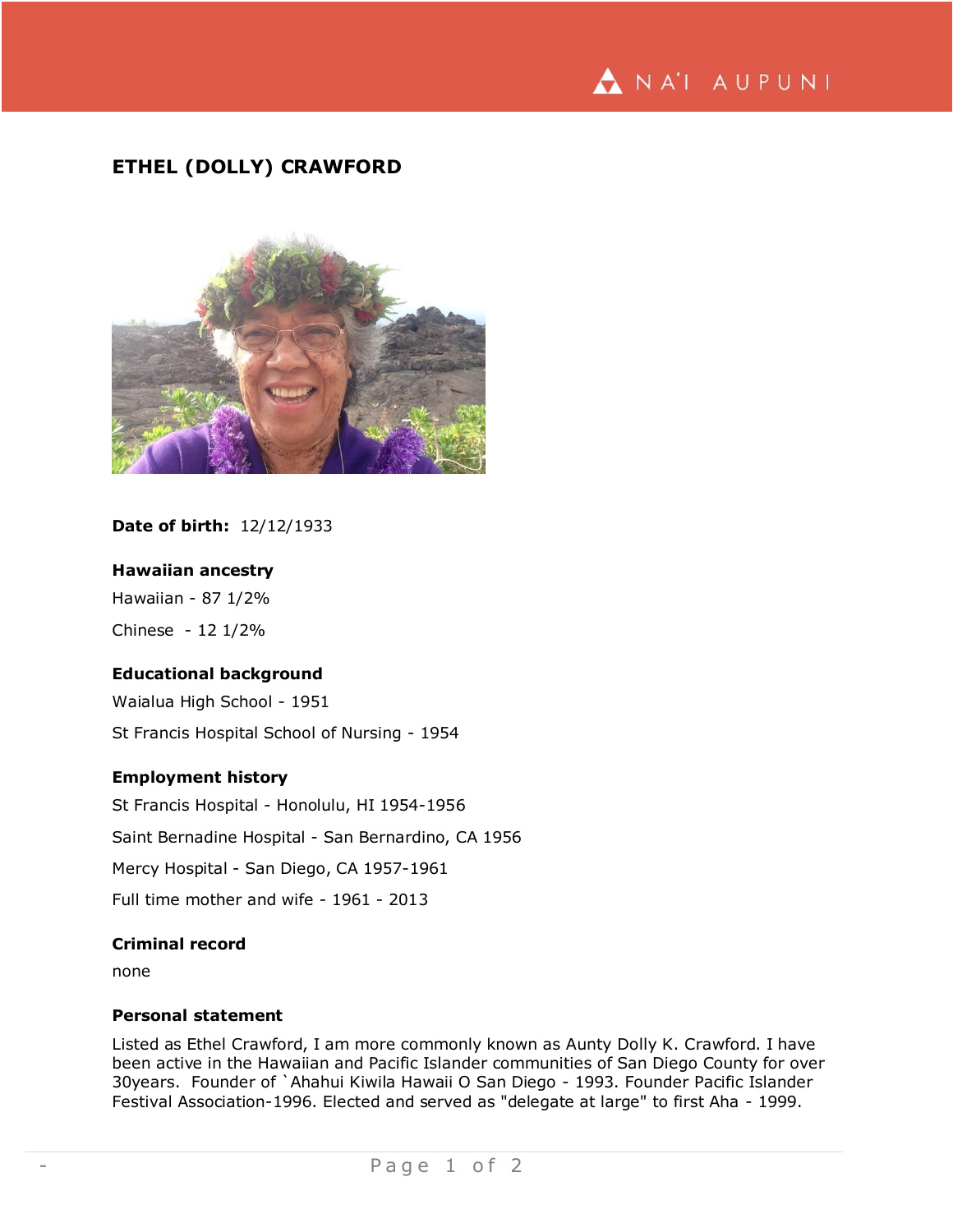# ETHEL (DOLLY) CRAWFORD

**Date of birth:** 12/12/1933

### Hawaiian ancestry

Hawaiian - 87 1/2%

Chinese - 12 1/2%

### Educational background

Waialua High School - 1951

St Francis Hospital School of Nursing - 1954

### Employment history

St Francis Hospital - Honolulu, HI 1954-1956

Saint Bernadine Hospital - San Bernardino, CA 1956

Mercy Hospital - San Diego, CA 1957-1961

Full time mother and wife - 1961 - 2013

### Criminal record

none

### Personal statement

Listed as Ethel Crawford, I am more commonly known as Aunty Dolly K. Crawford. I have been active in the Hawaiian and Pacific Islander communities of San Diego County for over 30years. Founder of `Ahahui Kiwila Hawaii O San Diego - 1993. Founder Pacific Islander Festival Association-1996. Elected and served as "delegate at large" to first Aha - 1999.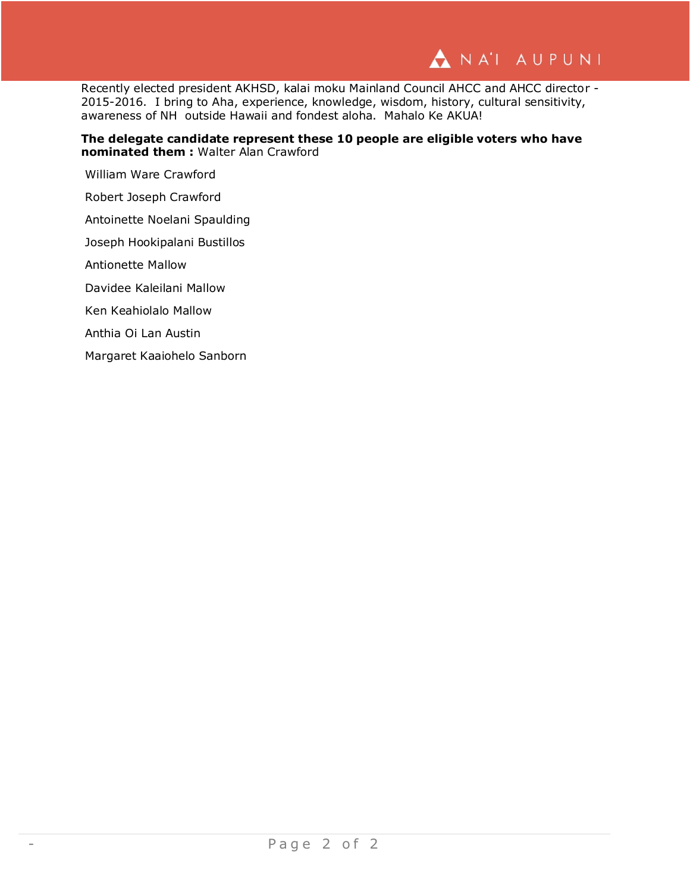Recently elected president AKHSD, kalai moku Mainland Council AHCC and AHCC director - 2015-2016. I bring to Aha, experience, knowledge, wisdom, history, cultural sensitivity, awareness of NH outside Hawaii and fondest aloha. Mahalo Ke AKUA!

**The delegate candidate represent these 10 people are eligible voters who have nominated them :** Walter Alan Crawford

William Ware Crawford

Robert Joseph Crawford

Antoinette Noelani Spaulding

Joseph Hookipalani Bustillos

Antionette Mallow

Davidee Kaleilani Mallow

Ken Keahiolalo Mallow

Anthia Oi Lan Austin

Margaret Kaaiohelo Sanborn